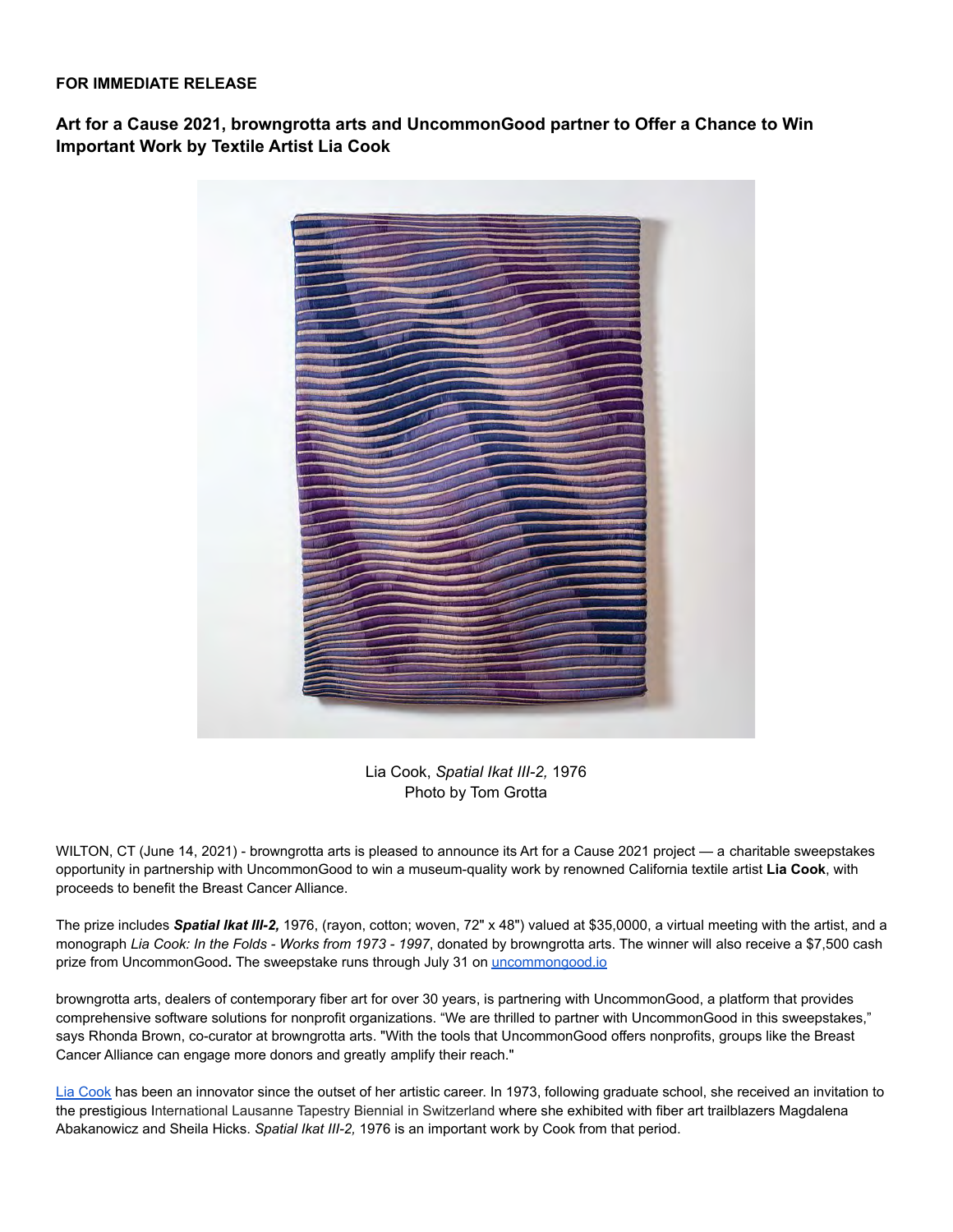**FOR IMMEDIATE RELEASE**

## Art for a Cause 2021, browngrotta arts and UncommonGood partner to Offer a Chance to Win Important Work by Textile Artist Lia Cook

Lia Cook, *Spatial Ikat III-2,* 1976
Photo by Tom Grotta

WILTON, CT (June 14, 2021) - browngrotta arts is pleased to announce its Art for a Cause 2021 project — a charitable sweepstakes opportunity in partnership with UncommonGood to win a museum-quality work by renowned California textile artist **Lia Cook**, with proceeds to benefit the Breast Cancer Alliance.

The prize includes ***Spatial Ikat III-2,*** 1976, (rayon, cotton; woven, 72" x 48") valued at $35,0000, a virtual meeting with the artist, and a monograph *Lia Cook: In the Folds - Works from 1973 - 1997*, donated by browngrotta arts. The winner will also receive a $7,500 cash prize from UncommonGood**.** The sweepstake runs through July 31 on [uncommongood.io](uncommongood.io)

browngrotta arts, dealers of contemporary fiber art for over 30 years, is partnering with UncommonGood, a platform that provides comprehensive software solutions for nonprofit organizations. "We are thrilled to partner with UncommonGood in this sweepstakes," says Rhonda Brown, co-curator at browngrotta arts. "With the tools that UncommonGood offers nonprofits, groups like the Breast Cancer Alliance can engage more donors and greatly amplify their reach."

[Lia Cook](Lia Cook) has been an innovator since the outset of her artistic career. In 1973, following graduate school, she received an invitation to the prestigious International Lausanne Tapestry Biennial in Switzerland where she exhibited with fiber art trailblazers Magdalena Abakanowicz and Sheila Hicks. *Spatial Ikat III-2,* 1976 is an important work by Cook from that period.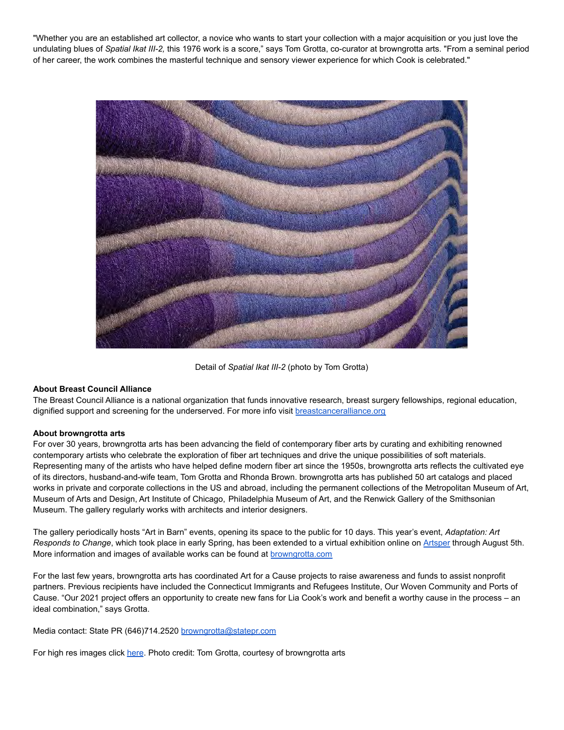"Whether you are an established art collector, a novice who wants to start your collection with a major acquisition or you just love the undulating blues of *Spatial Ikat III-2,* this 1976 work is a score," says Tom Grotta, co-curator at browngrotta arts. "From a seminal period of her career, the work combines the masterful technique and sensory viewer experience for which Cook is celebrated."

Detail of *Spatial Ikat III-2* (photo by Tom Grotta)

**About Breast Council Alliance**

The Breast Council Alliance is a national organization that funds innovative research, breast surgery fellowships, regional education, dignified support and screening for the underserved. For more info visit [breastcanceralliance.org](breastcanceralliance.org)

**About browngrotta arts**

For over 30 years, browngrotta arts has been advancing the field of contemporary fiber arts by curating and exhibiting renowned contemporary artists who celebrate the exploration of fiber art techniques and drive the unique possibilities of soft materials. Representing many of the artists who have helped define modern fiber art since the 1950s, browngrotta arts reflects the cultivated eye of its directors, husband-and-wife team, Tom Grotta and Rhonda Brown. browngrotta arts has published 50 art catalogs and placed works in private and corporate collections in the US and abroad, including the permanent collections of the Metropolitan Museum of Art, Museum of Arts and Design, Art Institute of Chicago, Philadelphia Museum of Art, and the Renwick Gallery of the Smithsonian Museum. The gallery regularly works with architects and interior designers.

The gallery periodically hosts "Art in Barn" events, opening its space to the public for 10 days. This year's event, *Adaptation: Art Responds to Change*, which took place in early Spring, has been extended to a virtual exhibition online on [Artsper](Artsper) through August 5th. More information and images of available works can be found at [browngrotta.com](browngrotta.com)

For the last few years, browngrotta arts has coordinated Art for a Cause projects to raise awareness and funds to assist nonprofit partners. Previous recipients have included the Connecticut Immigrants and Refugees Institute, Our Woven Community and Ports of Cause. "Our 2021 project offers an opportunity to create new fans for Lia Cook's work and benefit a worthy cause in the process – an ideal combination," says Grotta.

Media contact: State PR (646)714.2520 browngrotta@statepr.com

For high res images click here. Photo credit: Tom Grotta, courtesy of browngrotta arts